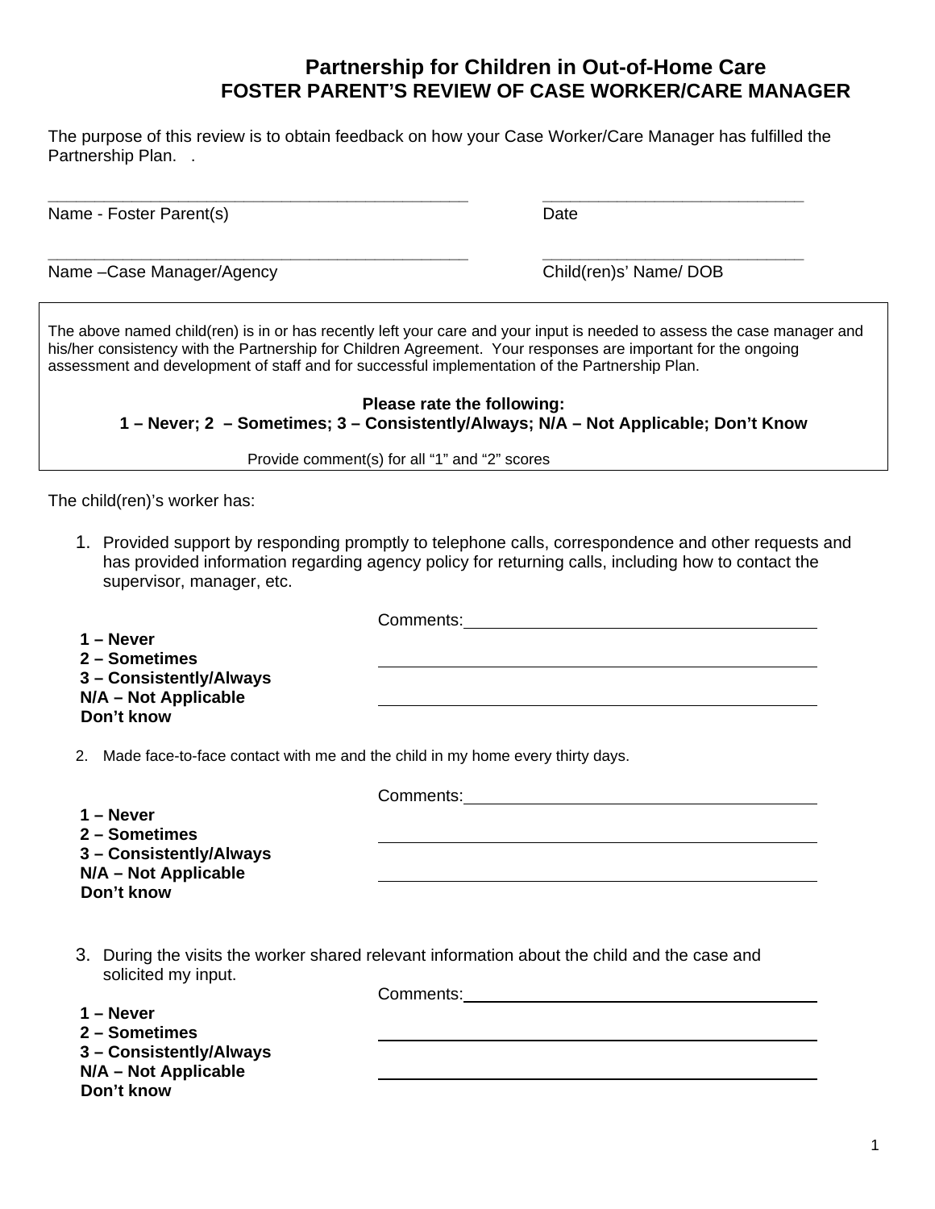# Partnership for Children in Out-of-Home Care
## FOSTER PARENT'S REVIEW OF CASE WORKER/CARE MANAGER

The purpose of this review is to obtain feedback on how your Case Worker/Care Manager has fulfilled the Partnership Plan. .

_______________________________________________ &nbsp;&nbsp;&nbsp;&nbsp; _____________________________
Name - Foster Parent(s) &nbsp;&nbsp;&nbsp;&nbsp; Date

_______________________________________________ &nbsp;&nbsp;&nbsp;&nbsp; _____________________________
Name –Case Manager/Agency &nbsp;&nbsp;&nbsp;&nbsp; Child(ren)s' Name/ DOB

The above named child(ren) is in or has recently left your care and your input is needed to assess the case manager and his/her consistency with the Partnership for Children Agreement. Your responses are important for the ongoing assessment and development of staff and for successful implementation of the Partnership Plan.

**Please rate the following:**
**1 – Never; 2 – Sometimes; 3 – Consistently/Always; N/A – Not Applicable; Don't Know**

Provide comment(s) for all "1" and "2" scores

The child(ren)'s worker has:

1. Provided support by responding promptly to telephone calls, correspondence and other requests and has provided information regarding agency policy for returning calls, including how to contact the supervisor, manager, etc.

**1 – Never**
**2 – Sometimes**
**3 – Consistently/Always**
**N/A – Not Applicable**
**Don't know**

Comments: ________________________________________
________________________________________
________________________________________

2. Made face-to-face contact with me and the child in my home every thirty days.

**1 – Never**
**2 – Sometimes**
**3 – Consistently/Always**
**N/A – Not Applicable**
**Don't know**

Comments: ________________________________________
________________________________________
________________________________________

3. During the visits the worker shared relevant information about the child and the case and solicited my input.

**1 – Never**
**2 – Sometimes**
**3 – Consistently/Always**
**N/A – Not Applicable**
**Don't know**

Comments: ________________________________________
________________________________________
________________________________________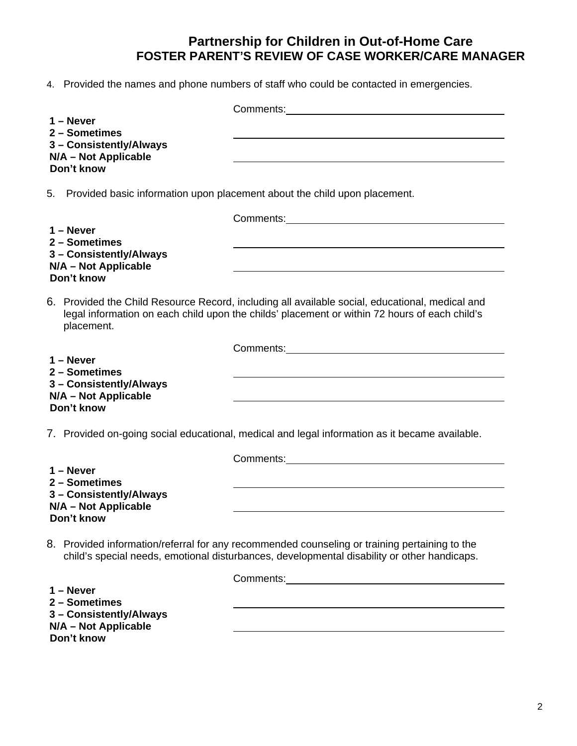## Partnership for Children in Out-of-Home Care
## FOSTER PARENT'S REVIEW OF CASE WORKER/CARE MANAGER

4. Provided the names and phone numbers of staff who could be contacted in emergencies.

**1 – Never**
**2 – Sometimes**
**3 – Consistently/Always**
**N/A – Not Applicable**
**Don't know**

Comments: \_\_\_\_\_\_\_\_\_\_\_\_\_\_\_\_\_\_\_\_\_\_\_\_\_\_\_\_\_\_\_\_\_\_\_\_\_\_\_\_

5. Provided basic information upon placement about the child upon placement.

**1 – Never**
**2 – Sometimes**
**3 – Consistently/Always**
**N/A – Not Applicable**
**Don't know**

Comments: \_\_\_\_\_\_\_\_\_\_\_\_\_\_\_\_\_\_\_\_\_\_\_\_\_\_\_\_\_\_\_\_\_\_\_\_\_\_\_\_

6. Provided the Child Resource Record, including all available social, educational, medical and legal information on each child upon the childs' placement or within 72 hours of each child's placement.

**1 – Never**
**2 – Sometimes**
**3 – Consistently/Always**
**N/A – Not Applicable**
**Don't know**

Comments: \_\_\_\_\_\_\_\_\_\_\_\_\_\_\_\_\_\_\_\_\_\_\_\_\_\_\_\_\_\_\_\_\_\_\_\_\_\_\_\_

7. Provided on-going social educational, medical and legal information as it became available.

**1 – Never**
**2 – Sometimes**
**3 – Consistently/Always**
**N/A – Not Applicable**
**Don't know**

Comments: \_\_\_\_\_\_\_\_\_\_\_\_\_\_\_\_\_\_\_\_\_\_\_\_\_\_\_\_\_\_\_\_\_\_\_\_\_\_\_\_

8. Provided information/referral for any recommended counseling or training pertaining to the child's special needs, emotional disturbances, developmental disability or other handicaps.

**1 – Never**
**2 – Sometimes**
**3 – Consistently/Always**
**N/A – Not Applicable**
**Don't know**

Comments: \_\_\_\_\_\_\_\_\_\_\_\_\_\_\_\_\_\_\_\_\_\_\_\_\_\_\_\_\_\_\_\_\_\_\_\_\_\_\_\_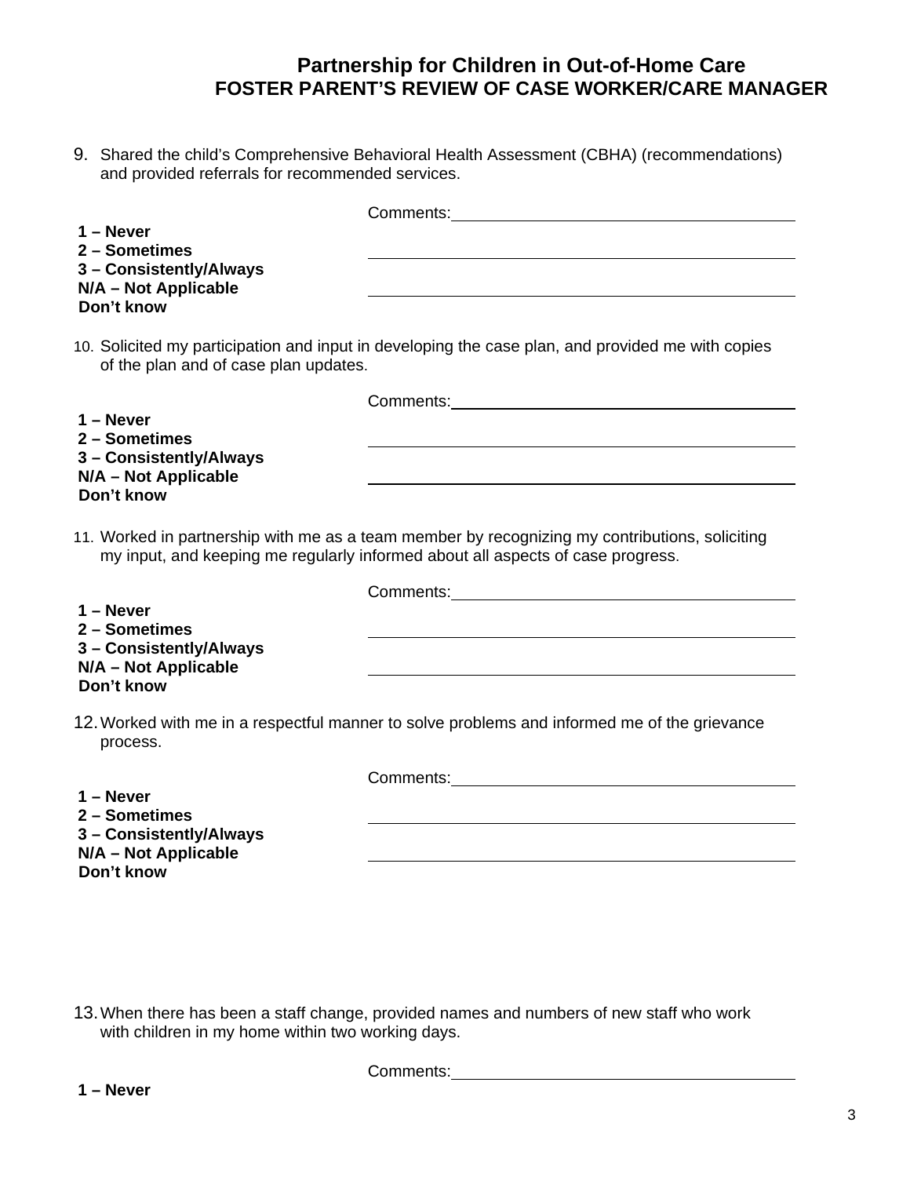# Partnership for Children in Out-of-Home Care
## FOSTER PARENT'S REVIEW OF CASE WORKER/CARE MANAGER

9. Shared the child's Comprehensive Behavioral Health Assessment (CBHA) (recommendations) and provided referrals for recommended services.

Comments: ______________________________

**1 – Never**
**2 – Sometimes**
**3 – Consistently/Always**
**N/A – Not Applicable**
**Don't know**

10. Solicited my participation and input in developing the case plan, and provided me with copies of the plan and of case plan updates.

Comments: ______________________________

**1 – Never**
**2 – Sometimes**
**3 – Consistently/Always**
**N/A – Not Applicable**
**Don't know**

11. Worked in partnership with me as a team member by recognizing my contributions, soliciting my input, and keeping me regularly informed about all aspects of case progress.

Comments: ______________________________

**1 – Never**
**2 – Sometimes**
**3 – Consistently/Always**
**N/A – Not Applicable**
**Don't know**

12. Worked with me in a respectful manner to solve problems and informed me of the grievance process.

Comments: ______________________________

**1 – Never**
**2 – Sometimes**
**3 – Consistently/Always**
**N/A – Not Applicable**
**Don't know**

13. When there has been a staff change, provided names and numbers of new staff who work with children in my home within two working days.

Comments: ______________________________

**1 – Never**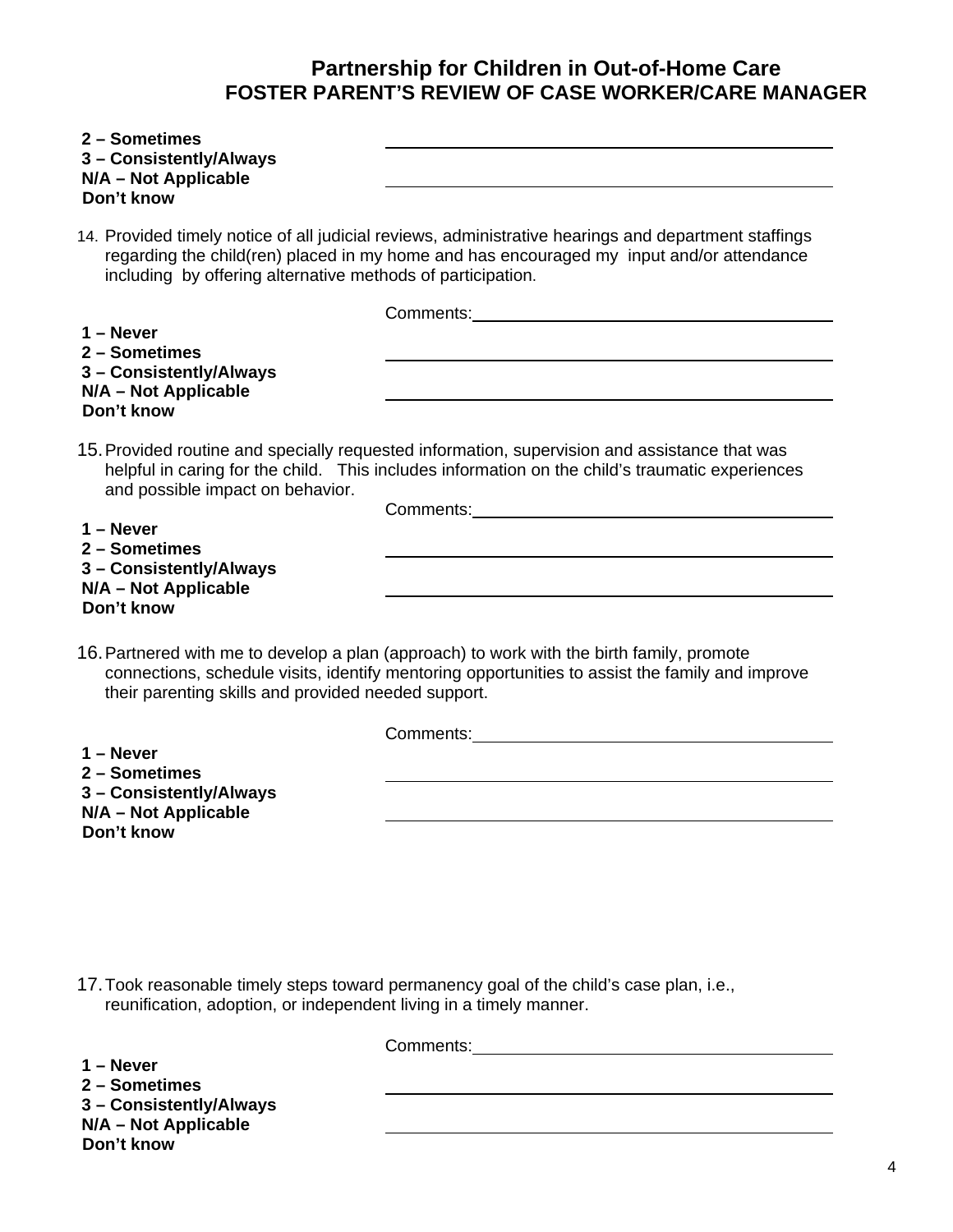# Partnership for Children in Out-of-Home Care
## FOSTER PARENT'S REVIEW OF CASE WORKER/CARE MANAGER

**2 – Sometimes**
**3 – Consistently/Always**
**N/A – Not Applicable**
**Don't know**

14. Provided timely notice of all judicial reviews, administrative hearings and department staffings regarding the child(ren) placed in my home and has encouraged my input and/or attendance including by offering alternative methods of participation.

Comments:

**1 – Never**
**2 – Sometimes**
**3 – Consistently/Always**
**N/A – Not Applicable**
**Don't know**

15. Provided routine and specially requested information, supervision and assistance that was helpful in caring for the child. This includes information on the child's traumatic experiences and possible impact on behavior.

Comments:

**1 – Never**
**2 – Sometimes**
**3 – Consistently/Always**
**N/A – Not Applicable**
**Don't know**

16. Partnered with me to develop a plan (approach) to work with the birth family, promote connections, schedule visits, identify mentoring opportunities to assist the family and improve their parenting skills and provided needed support.

Comments:

**1 – Never**
**2 – Sometimes**
**3 – Consistently/Always**
**N/A – Not Applicable**
**Don't know**

17. Took reasonable timely steps toward permanency goal of the child's case plan, i.e., reunification, adoption, or independent living in a timely manner.

Comments:

**1 – Never**
**2 – Sometimes**
**3 – Consistently/Always**
**N/A – Not Applicable**
**Don't know**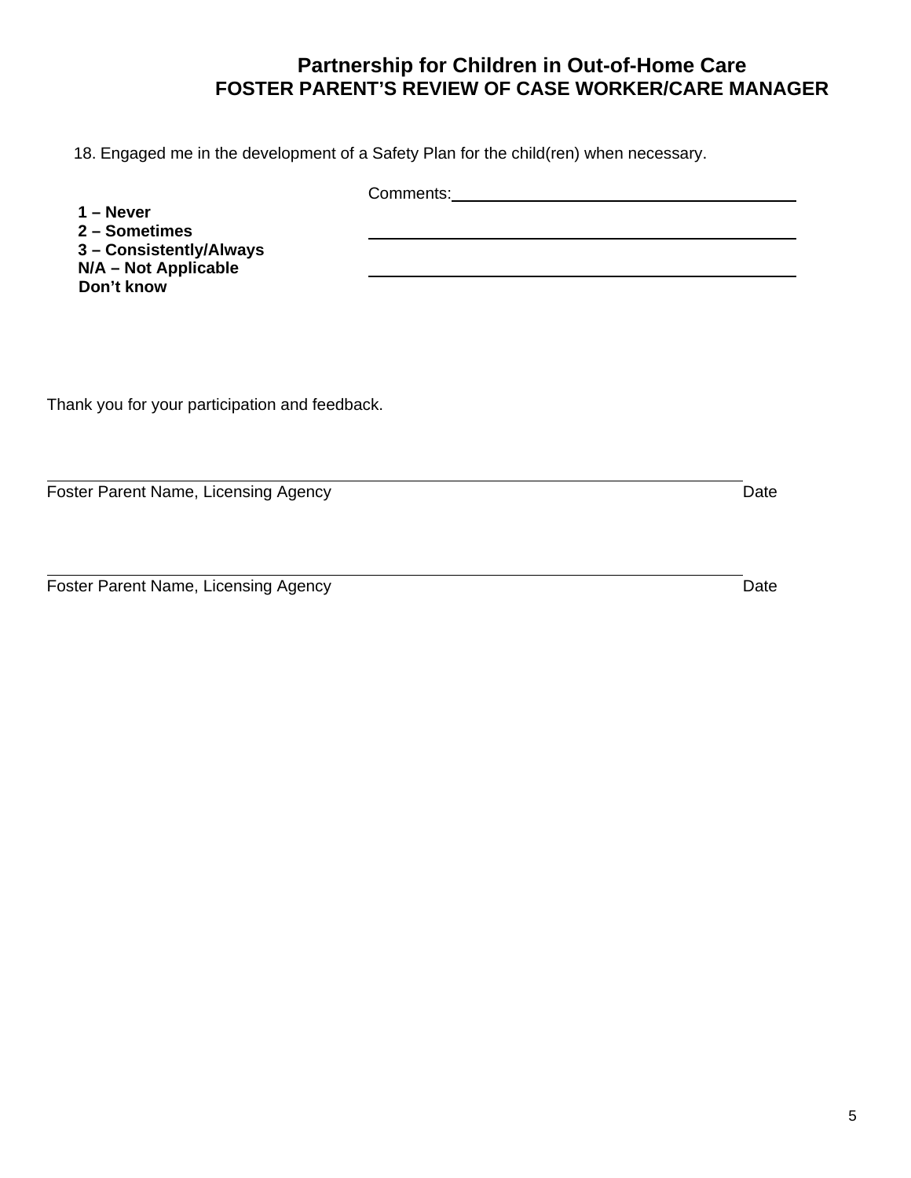# Partnership for Children in Out-of-Home Care
## FOSTER PARENT'S REVIEW OF CASE WORKER/CARE MANAGER

18. Engaged me in the development of a Safety Plan for the child(ren) when necessary.

**1 – Never**
**2 – Sometimes**
**3 – Consistently/Always**
**N/A – Not Applicable**
**Don't know**

Comments: ____________________________________

____________________________________

____________________________________

Thank you for your participation and feedback.

______________________________________________________________

Foster Parent Name, Licensing Agency Date

______________________________________________________________

Foster Parent Name, Licensing Agency Date